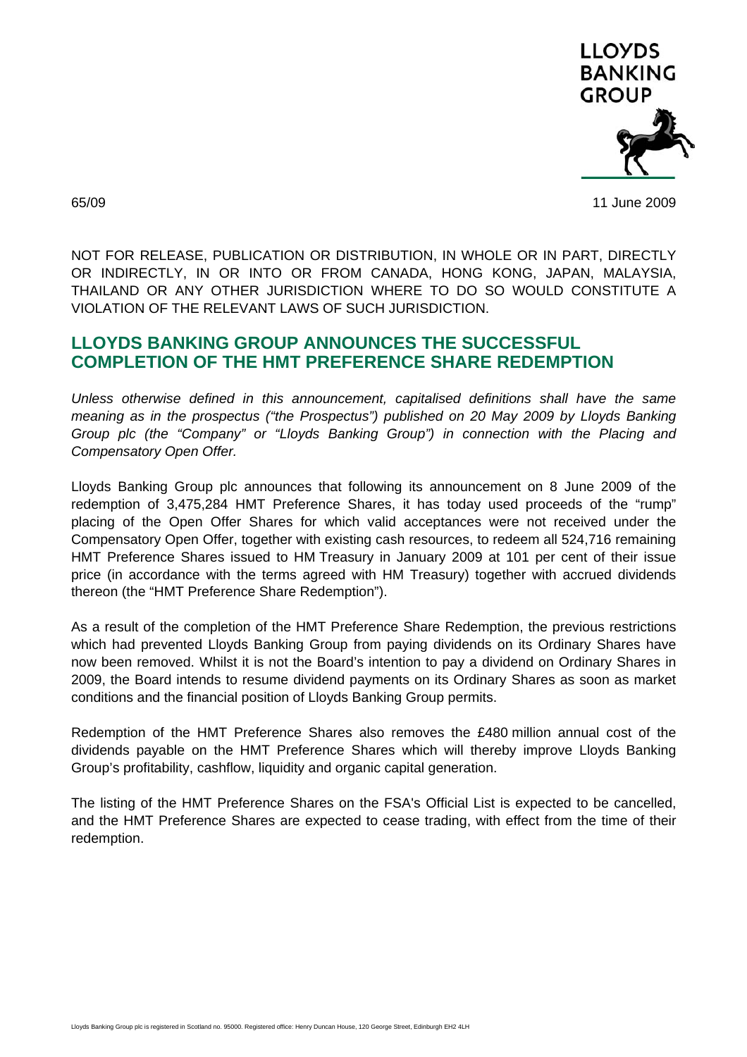LLOYDS BANKING GROUP

65/09

11 June 2009

NOT FOR RELEASE, PUBLICATION OR DISTRIBUTION, IN WHOLE OR IN PART, DIRECTLY OR INDIRECTLY, IN OR INTO OR FROM CANADA, HONG KONG, JAPAN, MALAYSIA, THAILAND OR ANY OTHER JURISDICTION WHERE TO DO SO WOULD CONSTITUTE A VIOLATION OF THE RELEVANT LAWS OF SUCH JURISDICTION.

## LLOYDS BANKING GROUP ANNOUNCES THE SUCCESSFUL COMPLETION OF THE HMT PREFERENCE SHARE REDEMPTION

*Unless otherwise defined in this announcement, capitalised definitions shall have the same meaning as in the prospectus ("the Prospectus") published on 20 May 2009 by Lloyds Banking Group plc (the "Company" or "Lloyds Banking Group") in connection with the Placing and Compensatory Open Offer.*

Lloyds Banking Group plc announces that following its announcement on 8 June 2009 of the redemption of 3,475,284 HMT Preference Shares, it has today used proceeds of the "rump" placing of the Open Offer Shares for which valid acceptances were not received under the Compensatory Open Offer, together with existing cash resources, to redeem all 524,716 remaining HMT Preference Shares issued to HM Treasury in January 2009 at 101 per cent of their issue price (in accordance with the terms agreed with HM Treasury) together with accrued dividends thereon (the "HMT Preference Share Redemption").

As a result of the completion of the HMT Preference Share Redemption, the previous restrictions which had prevented Lloyds Banking Group from paying dividends on its Ordinary Shares have now been removed. Whilst it is not the Board's intention to pay a dividend on Ordinary Shares in 2009, the Board intends to resume dividend payments on its Ordinary Shares as soon as market conditions and the financial position of Lloyds Banking Group permits.

Redemption of the HMT Preference Shares also removes the £480 million annual cost of the dividends payable on the HMT Preference Shares which will thereby improve Lloyds Banking Group's profitability, cashflow, liquidity and organic capital generation.

The listing of the HMT Preference Shares on the FSA's Official List is expected to be cancelled, and the HMT Preference Shares are expected to cease trading, with effect from the time of their redemption.

Lloyds Banking Group plc is registered in Scotland no. 95000. Registered office: Henry Duncan House, 120 George Street, Edinburgh EH2 4LH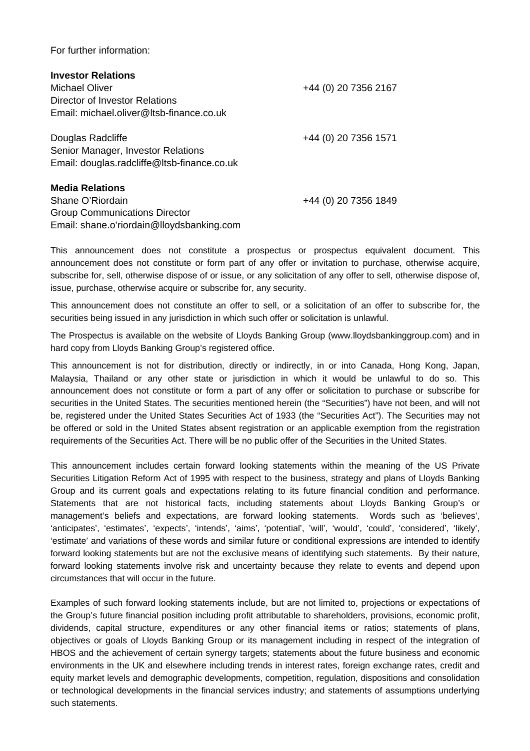For further information:

**Investor Relations**

Michael Oliver +44 (0) 20 7356 2167
Director of Investor Relations
Email: michael.oliver@ltsb-finance.co.uk

Douglas Radcliffe +44 (0) 20 7356 1571
Senior Manager, Investor Relations
Email: douglas.radcliffe@ltsb-finance.co.uk

**Media Relations**

Shane O'Riordain +44 (0) 20 7356 1849
Group Communications Director
Email: shane.o'riordain@lloydsbanking.com

This announcement does not constitute a prospectus or prospectus equivalent document. This announcement does not constitute or form part of any offer or invitation to purchase, otherwise acquire, subscribe for, sell, otherwise dispose of or issue, or any solicitation of any offer to sell, otherwise dispose of, issue, purchase, otherwise acquire or subscribe for, any security.

This announcement does not constitute an offer to sell, or a solicitation of an offer to subscribe for, the securities being issued in any jurisdiction in which such offer or solicitation is unlawful.

The Prospectus is available on the website of Lloyds Banking Group (www.lloydsbankinggroup.com) and in hard copy from Lloyds Banking Group's registered office.

This announcement is not for distribution, directly or indirectly, in or into Canada, Hong Kong, Japan, Malaysia, Thailand or any other state or jurisdiction in which it would be unlawful to do so. This announcement does not constitute or form a part of any offer or solicitation to purchase or subscribe for securities in the United States. The securities mentioned herein (the "Securities") have not been, and will not be, registered under the United States Securities Act of 1933 (the "Securities Act"). The Securities may not be offered or sold in the United States absent registration or an applicable exemption from the registration requirements of the Securities Act. There will be no public offer of the Securities in the United States.

This announcement includes certain forward looking statements within the meaning of the US Private Securities Litigation Reform Act of 1995 with respect to the business, strategy and plans of Lloyds Banking Group and its current goals and expectations relating to its future financial condition and performance. Statements that are not historical facts, including statements about Lloyds Banking Group's or management's beliefs and expectations, are forward looking statements. Words such as 'believes', 'anticipates', 'estimates', 'expects', 'intends', 'aims', 'potential', 'will', 'would', 'could', 'considered', 'likely', 'estimate' and variations of these words and similar future or conditional expressions are intended to identify forward looking statements but are not the exclusive means of identifying such statements. By their nature, forward looking statements involve risk and uncertainty because they relate to events and depend upon circumstances that will occur in the future.

Examples of such forward looking statements include, but are not limited to, projections or expectations of the Group's future financial position including profit attributable to shareholders, provisions, economic profit, dividends, capital structure, expenditures or any other financial items or ratios; statements of plans, objectives or goals of Lloyds Banking Group or its management including in respect of the integration of HBOS and the achievement of certain synergy targets; statements about the future business and economic environments in the UK and elsewhere including trends in interest rates, foreign exchange rates, credit and equity market levels and demographic developments, competition, regulation, dispositions and consolidation or technological developments in the financial services industry; and statements of assumptions underlying such statements.